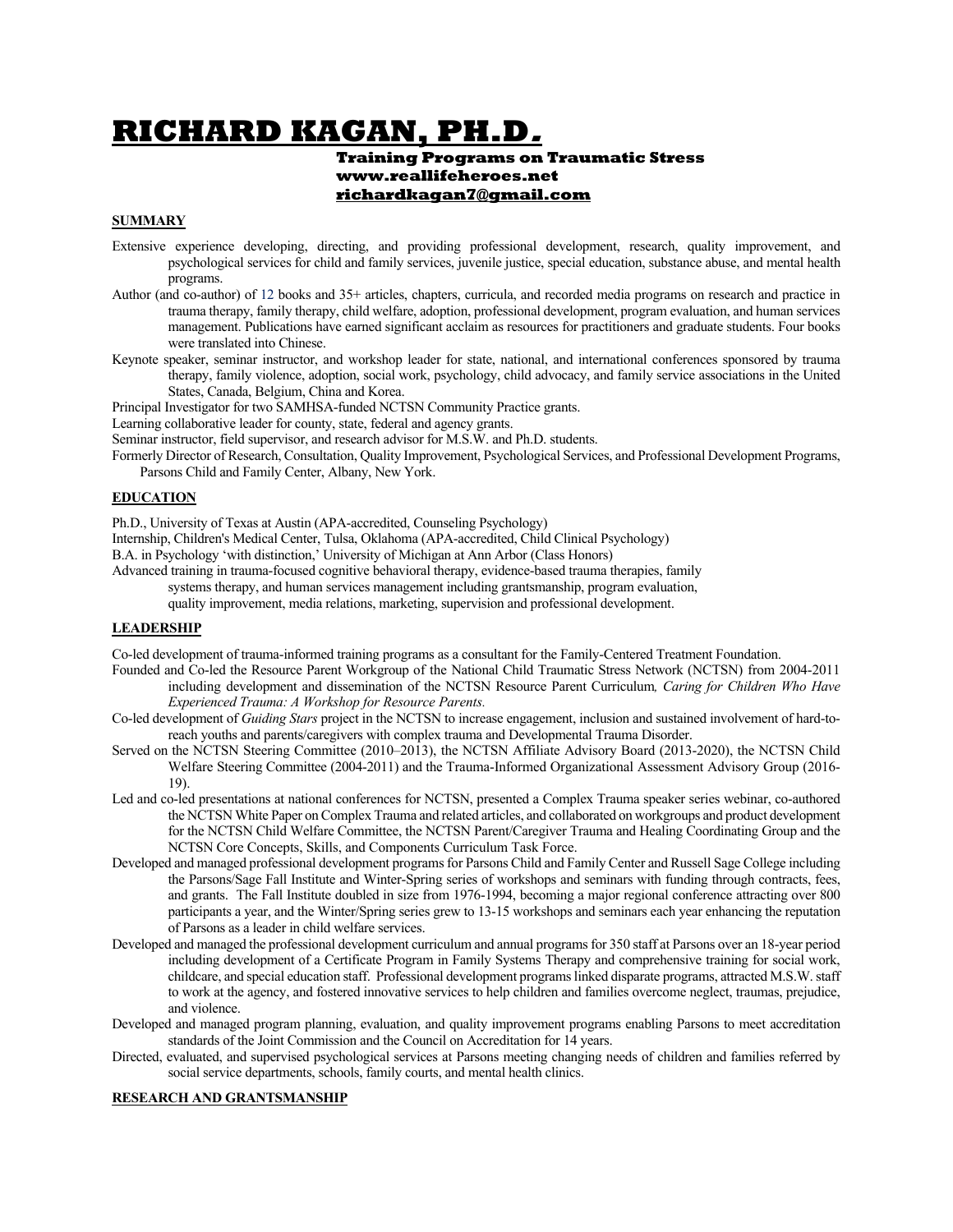# RICHARD KAGAN, PH.D.

**Training Programs on Traumatic Stress**
**www.reallifeheroes.net**
**richardkagan7@gmail.com**

## SUMMARY

Extensive experience developing, directing, and providing professional development, research, quality improvement, and psychological services for child and family services, juvenile justice, special education, substance abuse, and mental health programs.

Author (and co-author) of 12 books and 35+ articles, chapters, curricula, and recorded media programs on research and practice in trauma therapy, family therapy, child welfare, adoption, professional development, program evaluation, and human services management. Publications have earned significant acclaim as resources for practitioners and graduate students. Four books were translated into Chinese.

Keynote speaker, seminar instructor, and workshop leader for state, national, and international conferences sponsored by trauma therapy, family violence, adoption, social work, psychology, child advocacy, and family service associations in the United States, Canada, Belgium, China and Korea.

Principal Investigator for two SAMHSA-funded NCTSN Community Practice grants.

Learning collaborative leader for county, state, federal and agency grants.

Seminar instructor, field supervisor, and research advisor for M.S.W. and Ph.D. students.

Formerly Director of Research, Consultation, Quality Improvement, Psychological Services, and Professional Development Programs, Parsons Child and Family Center, Albany, New York.

## EDUCATION

Ph.D., University of Texas at Austin (APA-accredited, Counseling Psychology)

Internship, Children's Medical Center, Tulsa, Oklahoma (APA-accredited, Child Clinical Psychology)

B.A. in Psychology 'with distinction,' University of Michigan at Ann Arbor (Class Honors)

Advanced training in trauma-focused cognitive behavioral therapy, evidence-based trauma therapies, family systems therapy, and human services management including grantsmanship, program evaluation, quality improvement, media relations, marketing, supervision and professional development.

## LEADERSHIP

Co-led development of trauma-informed training programs as a consultant for the Family-Centered Treatment Foundation.

Founded and Co-led the Resource Parent Workgroup of the National Child Traumatic Stress Network (NCTSN) from 2004-2011 including development and dissemination of the NCTSN Resource Parent Curriculum, *Caring for Children Who Have Experienced Trauma: A Workshop for Resource Parents.*

Co-led development of *Guiding Stars* project in the NCTSN to increase engagement, inclusion and sustained involvement of hard-to-reach youths and parents/caregivers with complex trauma and Developmental Trauma Disorder.

Served on the NCTSN Steering Committee (2010–2013), the NCTSN Affiliate Advisory Board (2013-2020), the NCTSN Child Welfare Steering Committee (2004-2011) and the Trauma-Informed Organizational Assessment Advisory Group (2016-19).

Led and co-led presentations at national conferences for NCTSN, presented a Complex Trauma speaker series webinar, co-authored the NCTSN White Paper on Complex Trauma and related articles, and collaborated on workgroups and product development for the NCTSN Child Welfare Committee, the NCTSN Parent/Caregiver Trauma and Healing Coordinating Group and the NCTSN Core Concepts, Skills, and Components Curriculum Task Force.

Developed and managed professional development programs for Parsons Child and Family Center and Russell Sage College including the Parsons/Sage Fall Institute and Winter-Spring series of workshops and seminars with funding through contracts, fees, and grants. The Fall Institute doubled in size from 1976-1994, becoming a major regional conference attracting over 800 participants a year, and the Winter/Spring series grew to 13-15 workshops and seminars each year enhancing the reputation of Parsons as a leader in child welfare services.

Developed and managed the professional development curriculum and annual programs for 350 staff at Parsons over an 18-year period including development of a Certificate Program in Family Systems Therapy and comprehensive training for social work, childcare, and special education staff. Professional development programs linked disparate programs, attracted M.S.W. staff to work at the agency, and fostered innovative services to help children and families overcome neglect, traumas, prejudice, and violence.

Developed and managed program planning, evaluation, and quality improvement programs enabling Parsons to meet accreditation standards of the Joint Commission and the Council on Accreditation for 14 years.

Directed, evaluated, and supervised psychological services at Parsons meeting changing needs of children and families referred by social service departments, schools, family courts, and mental health clinics.

## RESEARCH AND GRANTSMANSHIP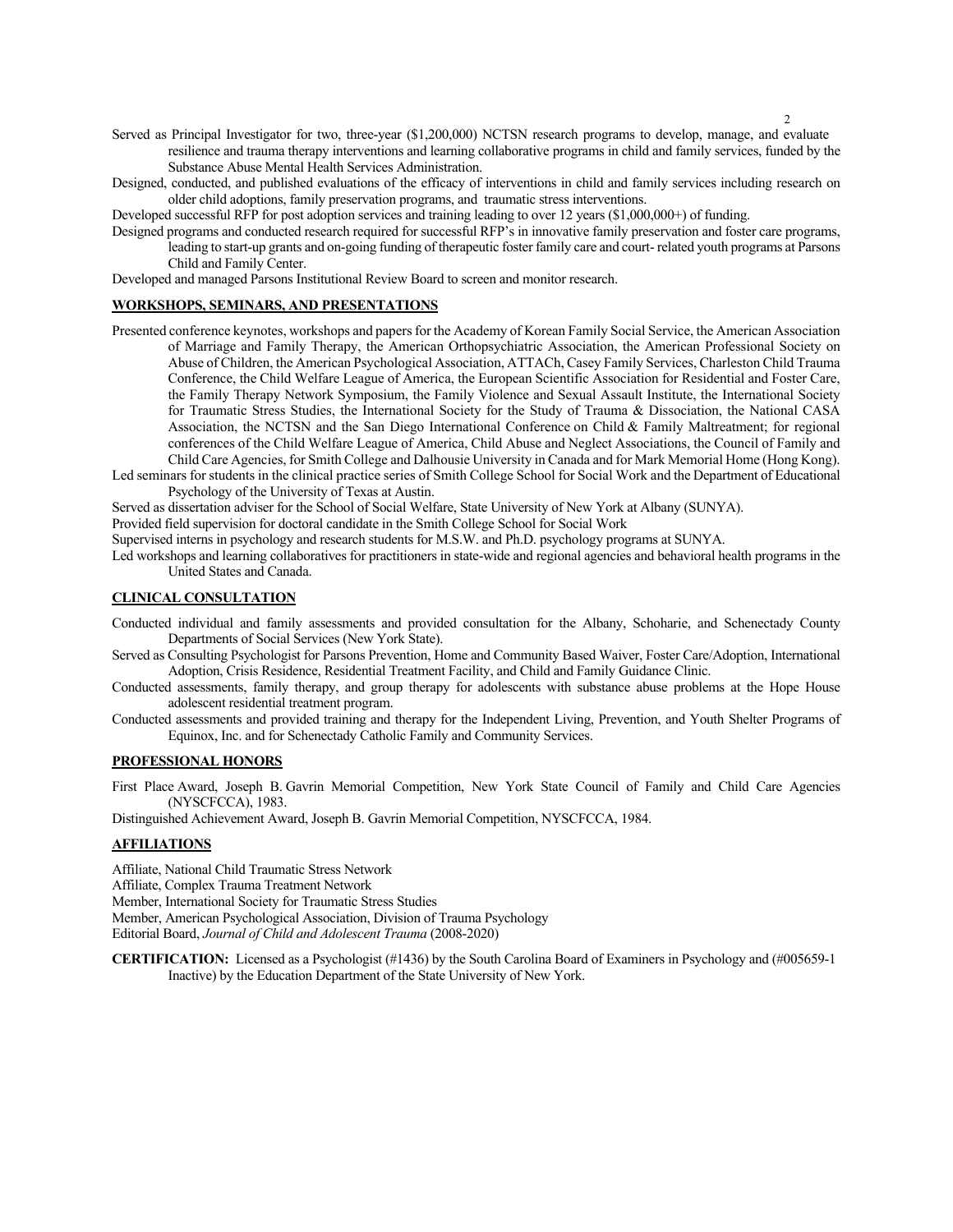Served as Principal Investigator for two, three-year ($1,200,000) NCTSN research programs to develop, manage, and evaluate resilience and trauma therapy interventions and learning collaborative programs in child and family services, funded by the Substance Abuse Mental Health Services Administration.

Designed, conducted, and published evaluations of the efficacy of interventions in child and family services including research on older child adoptions, family preservation programs, and traumatic stress interventions.

Developed successful RFP for post adoption services and training leading to over 12 years ($1,000,000+) of funding.

Designed programs and conducted research required for successful RFP's in innovative family preservation and foster care programs, leading to start-up grants and on-going funding of therapeutic foster family care and court- related youth programs at Parsons Child and Family Center.

Developed and managed Parsons Institutional Review Board to screen and monitor research.

## WORKSHOPS, SEMINARS, AND PRESENTATIONS

Presented conference keynotes, workshops and papers for the Academy of Korean Family Social Service, the American Association of Marriage and Family Therapy, the American Orthopsychiatric Association, the American Professional Society on Abuse of Children, the American Psychological Association, ATTACh, Casey Family Services, Charleston Child Trauma Conference, the Child Welfare League of America, the European Scientific Association for Residential and Foster Care, the Family Therapy Network Symposium, the Family Violence and Sexual Assault Institute, the International Society for Traumatic Stress Studies, the International Society for the Study of Trauma & Dissociation, the National CASA Association, the NCTSN and the San Diego International Conference on Child & Family Maltreatment; for regional conferences of the Child Welfare League of America, Child Abuse and Neglect Associations, the Council of Family and Child Care Agencies, for Smith College and Dalhousie University in Canada and for Mark Memorial Home (Hong Kong).

Led seminars for students in the clinical practice series of Smith College School for Social Work and the Department of Educational Psychology of the University of Texas at Austin.

Served as dissertation adviser for the School of Social Welfare, State University of New York at Albany (SUNYA).

Provided field supervision for doctoral candidate in the Smith College School for Social Work

Supervised interns in psychology and research students for M.S.W. and Ph.D. psychology programs at SUNYA.

Led workshops and learning collaboratives for practitioners in state-wide and regional agencies and behavioral health programs in the United States and Canada.

## CLINICAL CONSULTATION

Conducted individual and family assessments and provided consultation for the Albany, Schoharie, and Schenectady County Departments of Social Services (New York State).

Served as Consulting Psychologist for Parsons Prevention, Home and Community Based Waiver, Foster Care/Adoption, International Adoption, Crisis Residence, Residential Treatment Facility, and Child and Family Guidance Clinic.

Conducted assessments, family therapy, and group therapy for adolescents with substance abuse problems at the Hope House adolescent residential treatment program.

Conducted assessments and provided training and therapy for the Independent Living, Prevention, and Youth Shelter Programs of Equinox, Inc. and for Schenectady Catholic Family and Community Services.

## PROFESSIONAL HONORS

First Place Award, Joseph B. Gavrin Memorial Competition, New York State Council of Family and Child Care Agencies (NYSCFCCA), 1983.

Distinguished Achievement Award, Joseph B. Gavrin Memorial Competition, NYSCFCCA, 1984.

## AFFILIATIONS

Affiliate, National Child Traumatic Stress Network

Affiliate, Complex Trauma Treatment Network

Member, International Society for Traumatic Stress Studies

Member, American Psychological Association, Division of Trauma Psychology

Editorial Board, *Journal of Child and Adolescent Trauma* (2008-2020)

**CERTIFICATION:** Licensed as a Psychologist (#1436) by the South Carolina Board of Examiners in Psychology and (#005659-1 Inactive) by the Education Department of the State University of New York.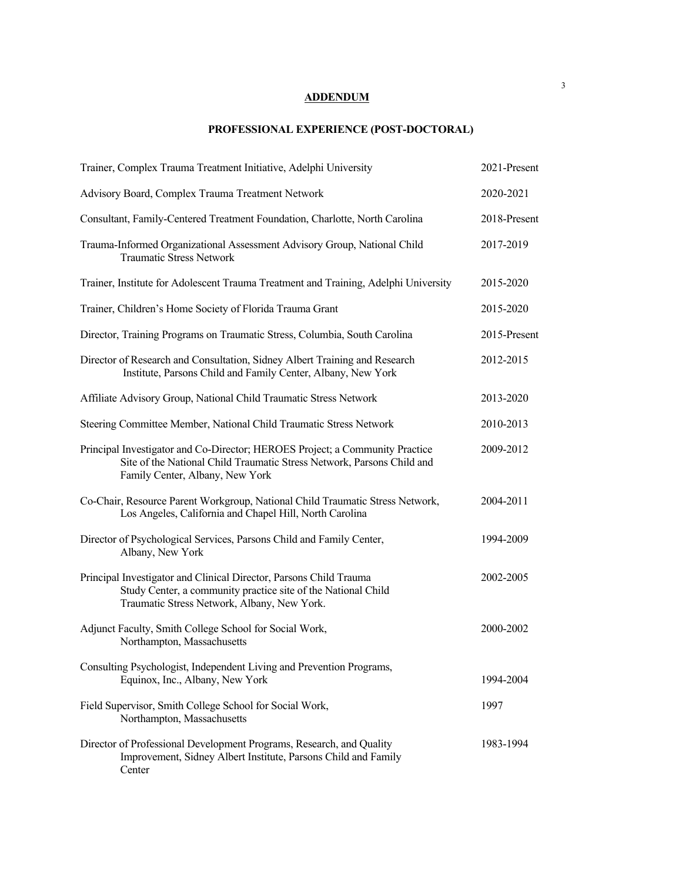## ADDENDUM

## PROFESSIONAL EXPERIENCE (POST-DOCTORAL)

| | |
|---|---|
| Trainer, Complex Trauma Treatment Initiative, Adelphi University | 2021-Present |
| Advisory Board, Complex Trauma Treatment Network | 2020-2021 |
| Consultant, Family-Centered Treatment Foundation, Charlotte, North Carolina | 2018-Present |
| Trauma-Informed Organizational Assessment Advisory Group, National Child Traumatic Stress Network | 2017-2019 |
| Trainer, Institute for Adolescent Trauma Treatment and Training, Adelphi University | 2015-2020 |
| Trainer, Children's Home Society of Florida Trauma Grant | 2015-2020 |
| Director, Training Programs on Traumatic Stress, Columbia, South Carolina | 2015-Present |
| Director of Research and Consultation, Sidney Albert Training and Research Institute, Parsons Child and Family Center, Albany, New York | 2012-2015 |
| Affiliate Advisory Group, National Child Traumatic Stress Network | 2013-2020 |
| Steering Committee Member, National Child Traumatic Stress Network | 2010-2013 |
| Principal Investigator and Co-Director; HEROES Project; a Community Practice Site of the National Child Traumatic Stress Network, Parsons Child and Family Center, Albany, New York | 2009-2012 |
| Co-Chair, Resource Parent Workgroup, National Child Traumatic Stress Network, Los Angeles, California and Chapel Hill, North Carolina | 2004-2011 |
| Director of Psychological Services, Parsons Child and Family Center, Albany, New York | 1994-2009 |
| Principal Investigator and Clinical Director, Parsons Child Trauma Study Center, a community practice site of the National Child Traumatic Stress Network, Albany, New York. | 2002-2005 |
| Adjunct Faculty, Smith College School for Social Work, Northampton, Massachusetts | 2000-2002 |
| Consulting Psychologist, Independent Living and Prevention Programs, Equinox, Inc., Albany, New York | 1994-2004 |
| Field Supervisor, Smith College School for Social Work, Northampton, Massachusetts | 1997 |
| Director of Professional Development Programs, Research, and Quality Improvement, Sidney Albert Institute, Parsons Child and Family Center | 1983-1994 |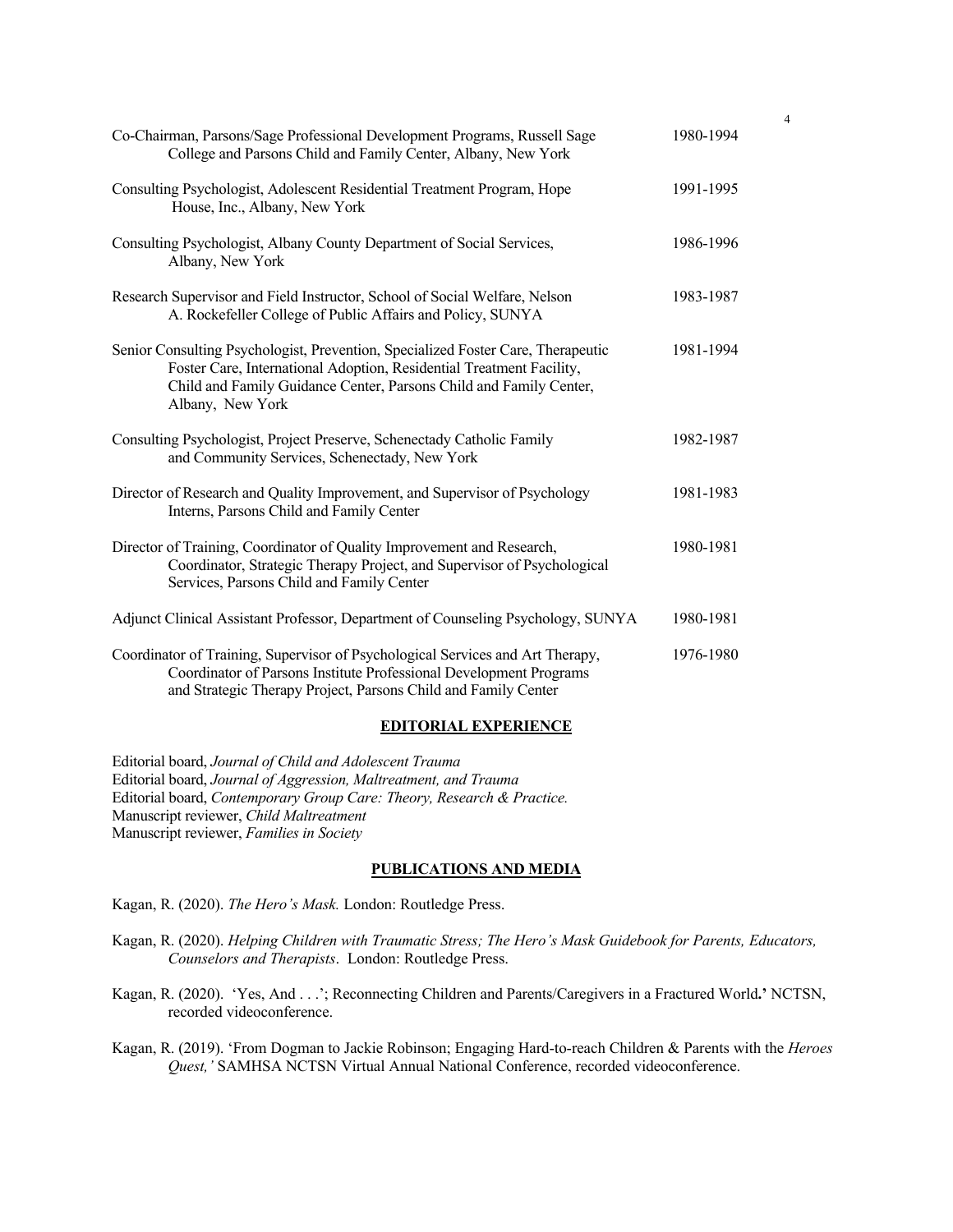Co-Chairman, Parsons/Sage Professional Development Programs, Russell Sage College and Parsons Child and Family Center, Albany, New York — 1980-1994

Consulting Psychologist, Adolescent Residential Treatment Program, Hope House, Inc., Albany, New York — 1991-1995

Consulting Psychologist, Albany County Department of Social Services, Albany, New York — 1986-1996

Research Supervisor and Field Instructor, School of Social Welfare, Nelson A. Rockefeller College of Public Affairs and Policy, SUNYA — 1983-1987

Senior Consulting Psychologist, Prevention, Specialized Foster Care, Therapeutic Foster Care, International Adoption, Residential Treatment Facility, Child and Family Guidance Center, Parsons Child and Family Center, Albany, New York — 1981-1994

Consulting Psychologist, Project Preserve, Schenectady Catholic Family and Community Services, Schenectady, New York — 1982-1987

Director of Research and Quality Improvement, and Supervisor of Psychology Interns, Parsons Child and Family Center — 1981-1983

Director of Training, Coordinator of Quality Improvement and Research, Coordinator, Strategic Therapy Project, and Supervisor of Psychological Services, Parsons Child and Family Center — 1980-1981

Adjunct Clinical Assistant Professor, Department of Counseling Psychology, SUNYA — 1980-1981

Coordinator of Training, Supervisor of Psychological Services and Art Therapy, Coordinator of Parsons Institute Professional Development Programs and Strategic Therapy Project, Parsons Child and Family Center — 1976-1980

## EDITORIAL EXPERIENCE

Editorial board, *Journal of Child and Adolescent Trauma*
Editorial board, *Journal of Aggression, Maltreatment, and Trauma*
Editorial board, *Contemporary Group Care: Theory, Research & Practice.*
Manuscript reviewer, *Child Maltreatment*
Manuscript reviewer, *Families in Society*

## PUBLICATIONS AND MEDIA

Kagan, R. (2020). *The Hero's Mask.* London: Routledge Press.

Kagan, R. (2020). *Helping Children with Traumatic Stress; The Hero's Mask Guidebook for Parents, Educators, Counselors and Therapists*. London: Routledge Press.

Kagan, R. (2020). 'Yes, And . . .'; Reconnecting Children and Parents/Caregivers in a Fractured World**.'** NCTSN, recorded videoconference.

Kagan, R. (2019). 'From Dogman to Jackie Robinson; Engaging Hard-to-reach Children & Parents with the *Heroes Quest,'* SAMHSA NCTSN Virtual Annual National Conference, recorded videoconference.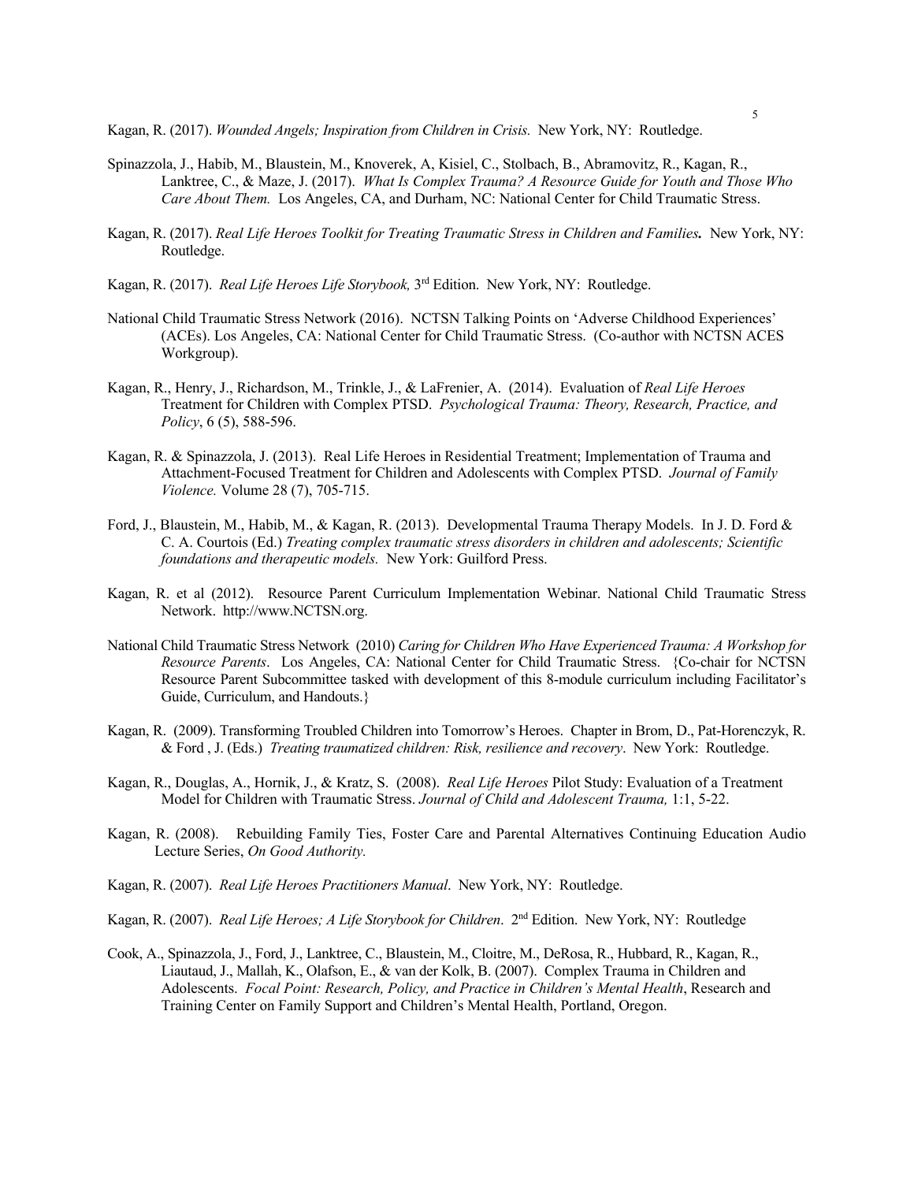Kagan, R. (2017). *Wounded Angels; Inspiration from Children in Crisis.* New York, NY: Routledge.

Spinazzola, J., Habib, M., Blaustein, M., Knoverek, A, Kisiel, C., Stolbach, B., Abramovitz, R., Kagan, R., Lanktree, C., & Maze, J. (2017). *What Is Complex Trauma? A Resource Guide for Youth and Those Who Care About Them.* Los Angeles, CA, and Durham, NC: National Center for Child Traumatic Stress.

Kagan, R. (2017). *Real Life Heroes Toolkit for Treating Traumatic Stress in Children and Families***.** New York, NY: Routledge.

Kagan, R. (2017). *Real Life Heroes Life Storybook,* 3rd Edition. New York, NY: Routledge.

National Child Traumatic Stress Network (2016). NCTSN Talking Points on 'Adverse Childhood Experiences' (ACEs). Los Angeles, CA: National Center for Child Traumatic Stress. (Co-author with NCTSN ACES Workgroup).

Kagan, R., Henry, J., Richardson, M., Trinkle, J., & LaFrenier, A. (2014). Evaluation of *Real Life Heroes* Treatment for Children with Complex PTSD. *Psychological Trauma: Theory, Research, Practice, and Policy*, 6 (5), 588-596.

Kagan, R. & Spinazzola, J. (2013). Real Life Heroes in Residential Treatment; Implementation of Trauma and Attachment-Focused Treatment for Children and Adolescents with Complex PTSD. *Journal of Family Violence.* Volume 28 (7), 705-715.

Ford, J., Blaustein, M., Habib, M., & Kagan, R. (2013). Developmental Trauma Therapy Models. In J. D. Ford & C. A. Courtois (Ed.) *Treating complex traumatic stress disorders in children and adolescents; Scientific foundations and therapeutic models.* New York: Guilford Press.

Kagan, R. et al (2012). Resource Parent Curriculum Implementation Webinar. National Child Traumatic Stress Network. http://www.NCTSN.org.

National Child Traumatic Stress Network (2010) *Caring for Children Who Have Experienced Trauma: A Workshop for Resource Parents*. Los Angeles, CA: National Center for Child Traumatic Stress. {Co-chair for NCTSN Resource Parent Subcommittee tasked with development of this 8-module curriculum including Facilitator's Guide, Curriculum, and Handouts.}

Kagan, R. (2009). Transforming Troubled Children into Tomorrow's Heroes. Chapter in Brom, D., Pat-Horenczyk, R. & Ford , J. (Eds.) *Treating traumatized children: Risk, resilience and recovery*. New York: Routledge.

Kagan, R., Douglas, A., Hornik, J., & Kratz, S. (2008). *Real Life Heroes* Pilot Study: Evaluation of a Treatment Model for Children with Traumatic Stress. *Journal of Child and Adolescent Trauma,* 1:1, 5-22.

Kagan, R. (2008). Rebuilding Family Ties, Foster Care and Parental Alternatives Continuing Education Audio Lecture Series, *On Good Authority.*

Kagan, R. (2007). *Real Life Heroes Practitioners Manual*. New York, NY: Routledge.

Kagan, R. (2007). *Real Life Heroes; A Life Storybook for Children*. 2nd Edition. New York, NY: Routledge

Cook, A., Spinazzola, J., Ford, J., Lanktree, C., Blaustein, M., Cloitre, M., DeRosa, R., Hubbard, R., Kagan, R., Liautaud, J., Mallah, K., Olafson, E., & van der Kolk, B. (2007). Complex Trauma in Children and Adolescents. *Focal Point: Research, Policy, and Practice in Children's Mental Health*, Research and Training Center on Family Support and Children's Mental Health, Portland, Oregon.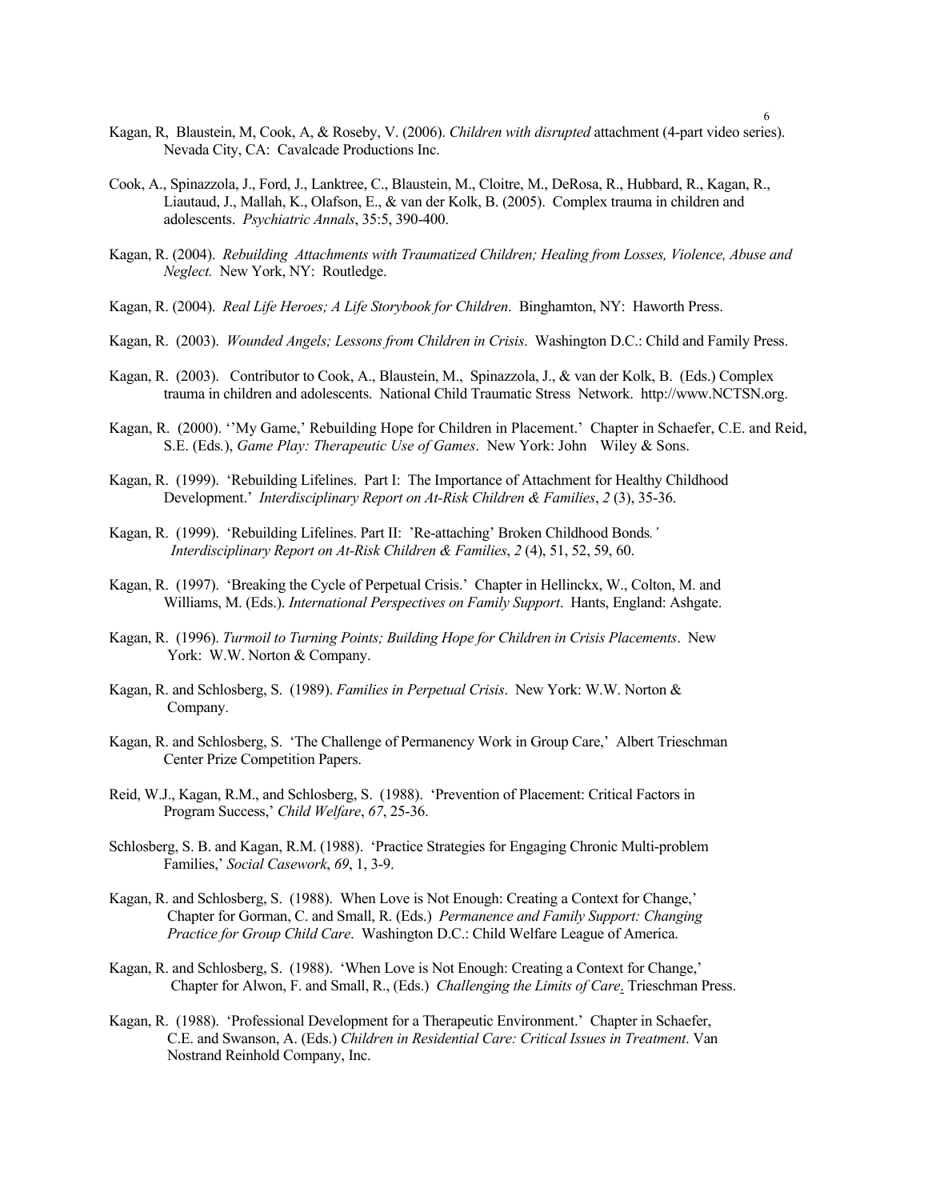Kagan, R, Blaustein, M, Cook, A, & Roseby, V. (2006). *Children with disrupted* attachment (4-part video series). Nevada City, CA: Cavalcade Productions Inc.

Cook, A., Spinazzola, J., Ford, J., Lanktree, C., Blaustein, M., Cloitre, M., DeRosa, R., Hubbard, R., Kagan, R., Liautaud, J., Mallah, K., Olafson, E., & van der Kolk, B. (2005). Complex trauma in children and adolescents. *Psychiatric Annals*, 35:5, 390-400.

Kagan, R. (2004). *Rebuilding Attachments with Traumatized Children; Healing from Losses, Violence, Abuse and Neglect.* New York, NY: Routledge.

Kagan, R. (2004). *Real Life Heroes; A Life Storybook for Children*. Binghamton, NY: Haworth Press.

Kagan, R. (2003). *Wounded Angels; Lessons from Children in Crisis*. Washington D.C.: Child and Family Press.

Kagan, R. (2003). Contributor to Cook, A., Blaustein, M., Spinazzola, J., & van der Kolk, B. (Eds.) Complex trauma in children and adolescents. National Child Traumatic Stress Network. http://www.NCTSN.org.

Kagan, R. (2000). ''My Game,' Rebuilding Hope for Children in Placement.' Chapter in Schaefer, C.E. and Reid, S.E. (Eds.), *Game Play: Therapeutic Use of Games*. New York: John Wiley & Sons.

Kagan, R. (1999). 'Rebuilding Lifelines. Part I: The Importance of Attachment for Healthy Childhood Development.' *Interdisciplinary Report on At-Risk Children & Families*, *2* (3), 35-36.

Kagan, R. (1999). 'Rebuilding Lifelines. Part II: 'Re-attaching' Broken Childhood Bonds*.' Interdisciplinary Report on At-Risk Children & Families*, *2* (4), 51, 52, 59, 60.

Kagan, R. (1997). 'Breaking the Cycle of Perpetual Crisis.' Chapter in Hellinckx, W., Colton, M. and Williams, M. (Eds.). *International Perspectives on Family Support*. Hants, England: Ashgate.

Kagan, R. (1996). *Turmoil to Turning Points; Building Hope for Children in Crisis Placements*. New York: W.W. Norton & Company.

Kagan, R. and Schlosberg, S. (1989). *Families in Perpetual Crisis*. New York: W.W. Norton & Company.

Kagan, R. and Schlosberg, S. 'The Challenge of Permanency Work in Group Care,' Albert Trieschman Center Prize Competition Papers.

Reid, W.J., Kagan, R.M., and Schlosberg, S. (1988). 'Prevention of Placement: Critical Factors in Program Success,' *Child Welfare*, *67*, 25-36.

Schlosberg, S. B. and Kagan, R.M. (1988). 'Practice Strategies for Engaging Chronic Multi-problem Families,' *Social Casework*, *69*, 1, 3-9.

Kagan, R. and Schlosberg, S. (1988). When Love is Not Enough: Creating a Context for Change,' Chapter for Gorman, C. and Small, R. (Eds.) *Permanence and Family Support: Changing Practice for Group Child Care*. Washington D.C.: Child Welfare League of America.

Kagan, R. and Schlosberg, S. (1988). 'When Love is Not Enough: Creating a Context for Change,' Chapter for Alwon, F. and Small, R., (Eds.) *Challenging the Limits of Care*. Trieschman Press.

Kagan, R. (1988). 'Professional Development for a Therapeutic Environment.' Chapter in Schaefer, C.E. and Swanson, A. (Eds.) *Children in Residential Care: Critical Issues in Treatment*. Van Nostrand Reinhold Company, Inc.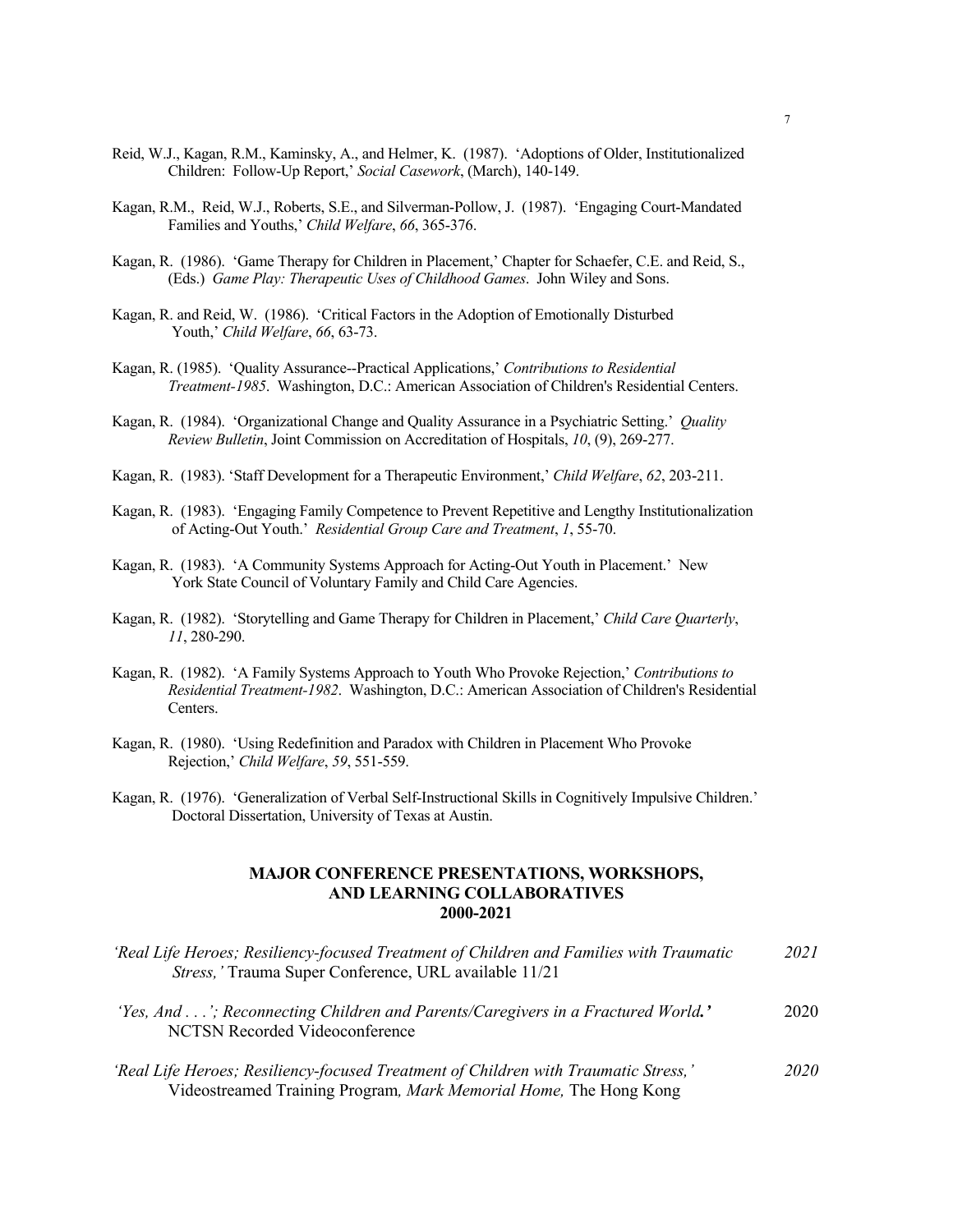Reid, W.J., Kagan, R.M., Kaminsky, A., and Helmer, K. (1987). 'Adoptions of Older, Institutionalized Children: Follow-Up Report,' *Social Casework*, (March), 140-149.

Kagan, R.M., Reid, W.J., Roberts, S.E., and Silverman-Pollow, J. (1987). 'Engaging Court-Mandated Families and Youths,' *Child Welfare*, *66*, 365-376.

Kagan, R. (1986). 'Game Therapy for Children in Placement,' Chapter for Schaefer, C.E. and Reid, S., (Eds.) *Game Play: Therapeutic Uses of Childhood Games*. John Wiley and Sons.

Kagan, R. and Reid, W. (1986). 'Critical Factors in the Adoption of Emotionally Disturbed Youth,' *Child Welfare*, *66*, 63-73.

Kagan, R. (1985). 'Quality Assurance--Practical Applications,' *Contributions to Residential Treatment-1985*. Washington, D.C.: American Association of Children's Residential Centers.

Kagan, R. (1984). 'Organizational Change and Quality Assurance in a Psychiatric Setting.' *Quality Review Bulletin*, Joint Commission on Accreditation of Hospitals, *10*, (9), 269-277.

Kagan, R. (1983). 'Staff Development for a Therapeutic Environment,' *Child Welfare*, *62*, 203-211.

Kagan, R. (1983). 'Engaging Family Competence to Prevent Repetitive and Lengthy Institutionalization of Acting-Out Youth.' *Residential Group Care and Treatment*, *1*, 55-70.

Kagan, R. (1983). 'A Community Systems Approach for Acting-Out Youth in Placement.' New York State Council of Voluntary Family and Child Care Agencies.

Kagan, R. (1982). 'Storytelling and Game Therapy for Children in Placement,' *Child Care Quarterly*, *11*, 280-290.

Kagan, R. (1982). 'A Family Systems Approach to Youth Who Provoke Rejection,' *Contributions to Residential Treatment-1982*. Washington, D.C.: American Association of Children's Residential Centers.

Kagan, R. (1980). 'Using Redefinition and Paradox with Children in Placement Who Provoke Rejection,' *Child Welfare*, *59*, 551-559.

Kagan, R. (1976). 'Generalization of Verbal Self-Instructional Skills in Cognitively Impulsive Children.' Doctoral Dissertation, University of Texas at Austin.

## MAJOR CONFERENCE PRESENTATIONS, WORKSHOPS, AND LEARNING COLLABORATIVES 2000-2021

*'Real Life Heroes; Resiliency-focused Treatment of Children and Families with Traumatic Stress,'* Trauma Super Conference, URL available 11/21 — *2021*

*'Yes, And . . .'; Reconnecting Children and Parents/Caregivers in a Fractured World.'* NCTSN Recorded Videoconference — 2020

*'Real Life Heroes; Resiliency-focused Treatment of Children with Traumatic Stress,'* Videostreamed Training Program*, Mark Memorial Home,* The Hong Kong — *2020*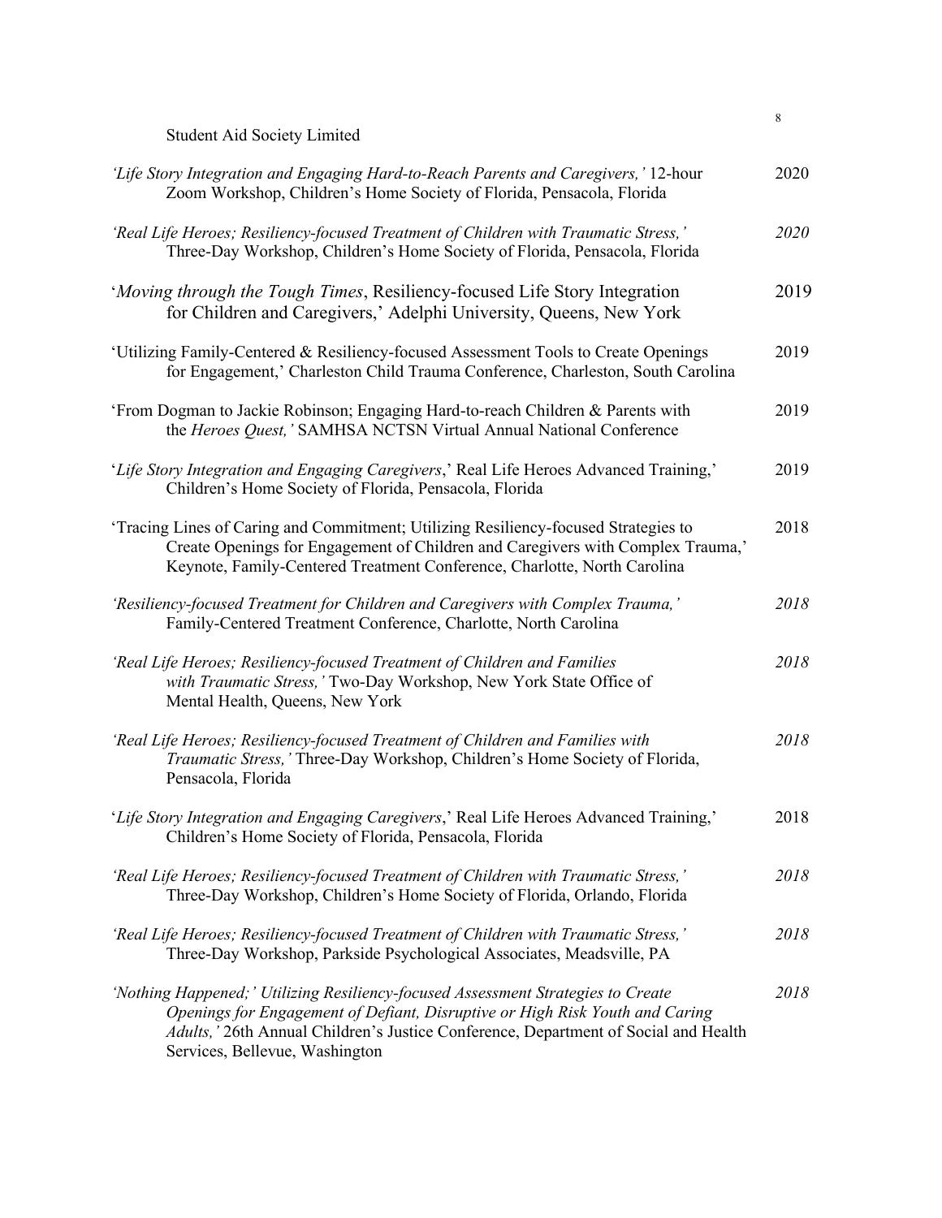Student Aid Society Limited

*'Life Story Integration and Engaging Hard-to-Reach Parents and Caregivers,'* 12-hour Zoom Workshop, Children's Home Society of Florida, Pensacola, Florida — 2020

*'Real Life Heroes; Resiliency-focused Treatment of Children with Traumatic Stress,'* Three-Day Workshop, Children's Home Society of Florida, Pensacola, Florida — *2020*

'*Moving through the Tough Times*, Resiliency-focused Life Story Integration for Children and Caregivers,' Adelphi University, Queens, New York — 2019

'Utilizing Family-Centered & Resiliency-focused Assessment Tools to Create Openings for Engagement,' Charleston Child Trauma Conference, Charleston, South Carolina — 2019

'From Dogman to Jackie Robinson; Engaging Hard-to-reach Children & Parents with the *Heroes Quest,'* SAMHSA NCTSN Virtual Annual National Conference — 2019

'*Life Story Integration and Engaging Caregivers*,' Real Life Heroes Advanced Training,' Children's Home Society of Florida, Pensacola, Florida — 2019

'Tracing Lines of Caring and Commitment; Utilizing Resiliency-focused Strategies to Create Openings for Engagement of Children and Caregivers with Complex Trauma,' Keynote, Family-Centered Treatment Conference, Charlotte, North Carolina — 2018

*'Resiliency-focused Treatment for Children and Caregivers with Complex Trauma,'* Family-Centered Treatment Conference, Charlotte, North Carolina — *2018*

*'Real Life Heroes; Resiliency-focused Treatment of Children and Families with Traumatic Stress,'* Two-Day Workshop, New York State Office of Mental Health, Queens, New York — *2018*

*'Real Life Heroes; Resiliency-focused Treatment of Children and Families with Traumatic Stress,'* Three-Day Workshop, Children's Home Society of Florida, Pensacola, Florida — *2018*

'*Life Story Integration and Engaging Caregivers*,' Real Life Heroes Advanced Training,' Children's Home Society of Florida, Pensacola, Florida — 2018

*'Real Life Heroes; Resiliency-focused Treatment of Children with Traumatic Stress,'* Three-Day Workshop, Children's Home Society of Florida, Orlando, Florida — *2018*

*'Real Life Heroes; Resiliency-focused Treatment of Children with Traumatic Stress,'* Three-Day Workshop, Parkside Psychological Associates, Meadsville, PA — *2018*

*'Nothing Happened;' Utilizing Resiliency-focused Assessment Strategies to Create Openings for Engagement of Defiant, Disruptive or High Risk Youth and Caring Adults,'* 26th Annual Children's Justice Conference, Department of Social and Health Services, Bellevue, Washington — *2018*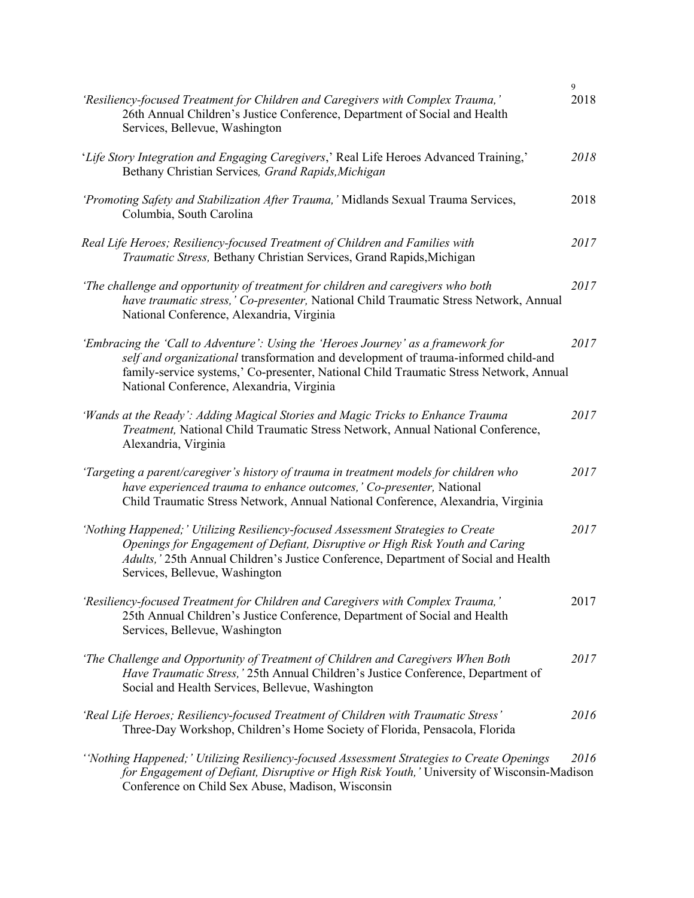*'Resiliency-focused Treatment for Children and Caregivers with Complex Trauma,'* 26th Annual Children's Justice Conference, Department of Social and Health Services, Bellevue, Washington — 2018

'*Life Story Integration and Engaging Caregivers*,' Real Life Heroes Advanced Training,' Bethany Christian Services*, Grand Rapids,Michigan* — *2018*

*'Promoting Safety and Stabilization After Trauma,'* Midlands Sexual Trauma Services, Columbia, South Carolina — 2018

*Real Life Heroes; Resiliency-focused Treatment of Children and Families with Traumatic Stress,* Bethany Christian Services, Grand Rapids,Michigan — *2017*

*'The challenge and opportunity of treatment for children and caregivers who both have traumatic stress,' Co-presenter,* National Child Traumatic Stress Network, Annual National Conference, Alexandria, Virginia — *2017*

*'Embracing the 'Call to Adventure': Using the 'Heroes Journey' as a framework for self and organizational* transformation and development of trauma-informed child-and family-service systems,' Co-presenter, National Child Traumatic Stress Network, Annual National Conference, Alexandria, Virginia — *2017*

*'Wands at the Ready': Adding Magical Stories and Magic Tricks to Enhance Trauma Treatment,* National Child Traumatic Stress Network, Annual National Conference, Alexandria, Virginia — *2017*

*'Targeting a parent/caregiver's history of trauma in treatment models for children who have experienced trauma to enhance outcomes,' Co-presenter,* National Child Traumatic Stress Network, Annual National Conference, Alexandria, Virginia — *2017*

*'Nothing Happened;' Utilizing Resiliency-focused Assessment Strategies to Create Openings for Engagement of Defiant, Disruptive or High Risk Youth and Caring Adults,'* 25th Annual Children's Justice Conference, Department of Social and Health Services, Bellevue, Washington — *2017*

*'Resiliency-focused Treatment for Children and Caregivers with Complex Trauma,'* 25th Annual Children's Justice Conference, Department of Social and Health Services, Bellevue, Washington — 2017

*'The Challenge and Opportunity of Treatment of Children and Caregivers When Both Have Traumatic Stress,'* 25th Annual Children's Justice Conference, Department of Social and Health Services, Bellevue, Washington — *2017*

*'Real Life Heroes; Resiliency-focused Treatment of Children with Traumatic Stress'* Three-Day Workshop, Children's Home Society of Florida, Pensacola, Florida — *2016*

*''Nothing Happened;' Utilizing Resiliency-focused Assessment Strategies to Create Openings for Engagement of Defiant, Disruptive or High Risk Youth,'* University of Wisconsin-Madison Conference on Child Sex Abuse, Madison, Wisconsin — *2016*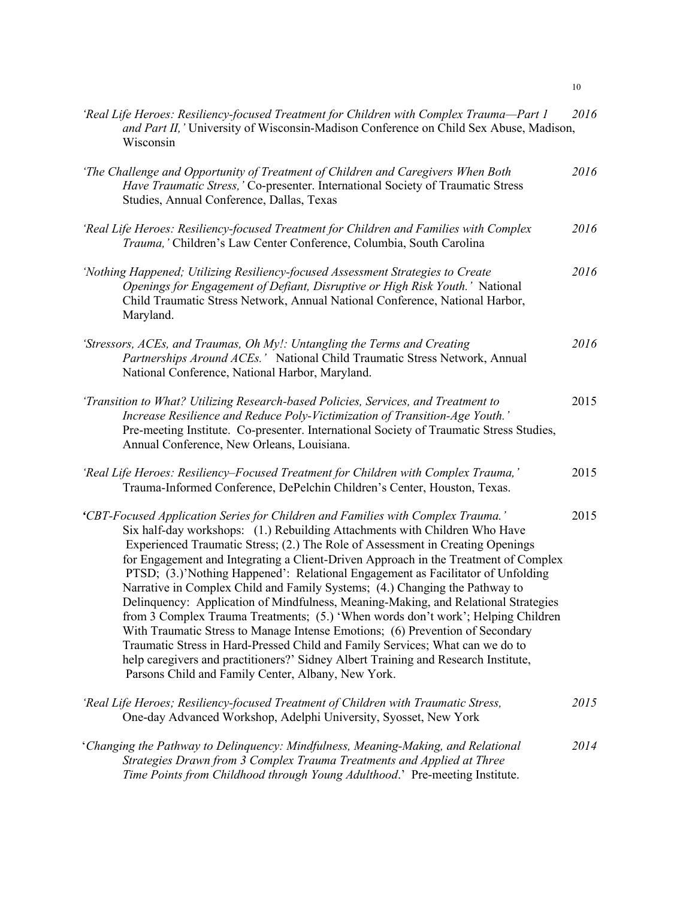*'Real Life Heroes: Resiliency-focused Treatment for Children with Complex Trauma—Part 1 and Part II,'* University of Wisconsin-Madison Conference on Child Sex Abuse, Madison, Wisconsin — *2016*

*'The Challenge and Opportunity of Treatment of Children and Caregivers When Both Have Traumatic Stress,'* Co-presenter. International Society of Traumatic Stress Studies, Annual Conference, Dallas, Texas — *2016*

*'Real Life Heroes: Resiliency-focused Treatment for Children and Families with Complex Trauma,'* Children's Law Center Conference, Columbia, South Carolina — *2016*

*'Nothing Happened; Utilizing Resiliency-focused Assessment Strategies to Create Openings for Engagement of Defiant, Disruptive or High Risk Youth.'* National Child Traumatic Stress Network, Annual National Conference, National Harbor, Maryland. — *2016*

*'Stressors, ACEs, and Traumas, Oh My!: Untangling the Terms and Creating Partnerships Around ACEs.'* National Child Traumatic Stress Network, Annual National Conference, National Harbor, Maryland. — *2016*

*'Transition to What? Utilizing Research-based Policies, Services, and Treatment to Increase Resilience and Reduce Poly-Victimization of Transition-Age Youth.'* Pre-meeting Institute. Co-presenter. International Society of Traumatic Stress Studies, Annual Conference, New Orleans, Louisiana. — 2015

*'Real Life Heroes: Resiliency–Focused Treatment for Children with Complex Trauma,'* Trauma-Informed Conference, DePelchin Children's Center, Houston, Texas. — 2015

*'CBT-Focused Application Series for Children and Families with Complex Trauma.'* Six half-day workshops: (1.) Rebuilding Attachments with Children Who Have Experienced Traumatic Stress; (2.) The Role of Assessment in Creating Openings for Engagement and Integrating a Client-Driven Approach in the Treatment of Complex PTSD; (3.)'Nothing Happened': Relational Engagement as Facilitator of Unfolding Narrative in Complex Child and Family Systems; (4.) Changing the Pathway to Delinquency: Application of Mindfulness, Meaning-Making, and Relational Strategies from 3 Complex Trauma Treatments; (5.) 'When words don't work'; Helping Children With Traumatic Stress to Manage Intense Emotions; (6) Prevention of Secondary Traumatic Stress in Hard-Pressed Child and Family Services; What can we do to help caregivers and practitioners?' Sidney Albert Training and Research Institute, Parsons Child and Family Center, Albany, New York. — 2015

*'Real Life Heroes; Resiliency-focused Treatment of Children with Traumatic Stress,* One-day Advanced Workshop, Adelphi University, Syosset, New York — *2015*

'*Changing the Pathway to Delinquency: Mindfulness, Meaning-Making, and Relational Strategies Drawn from 3 Complex Trauma Treatments and Applied at Three Time Points from Childhood through Young Adulthood*.' Pre-meeting Institute. — *2014*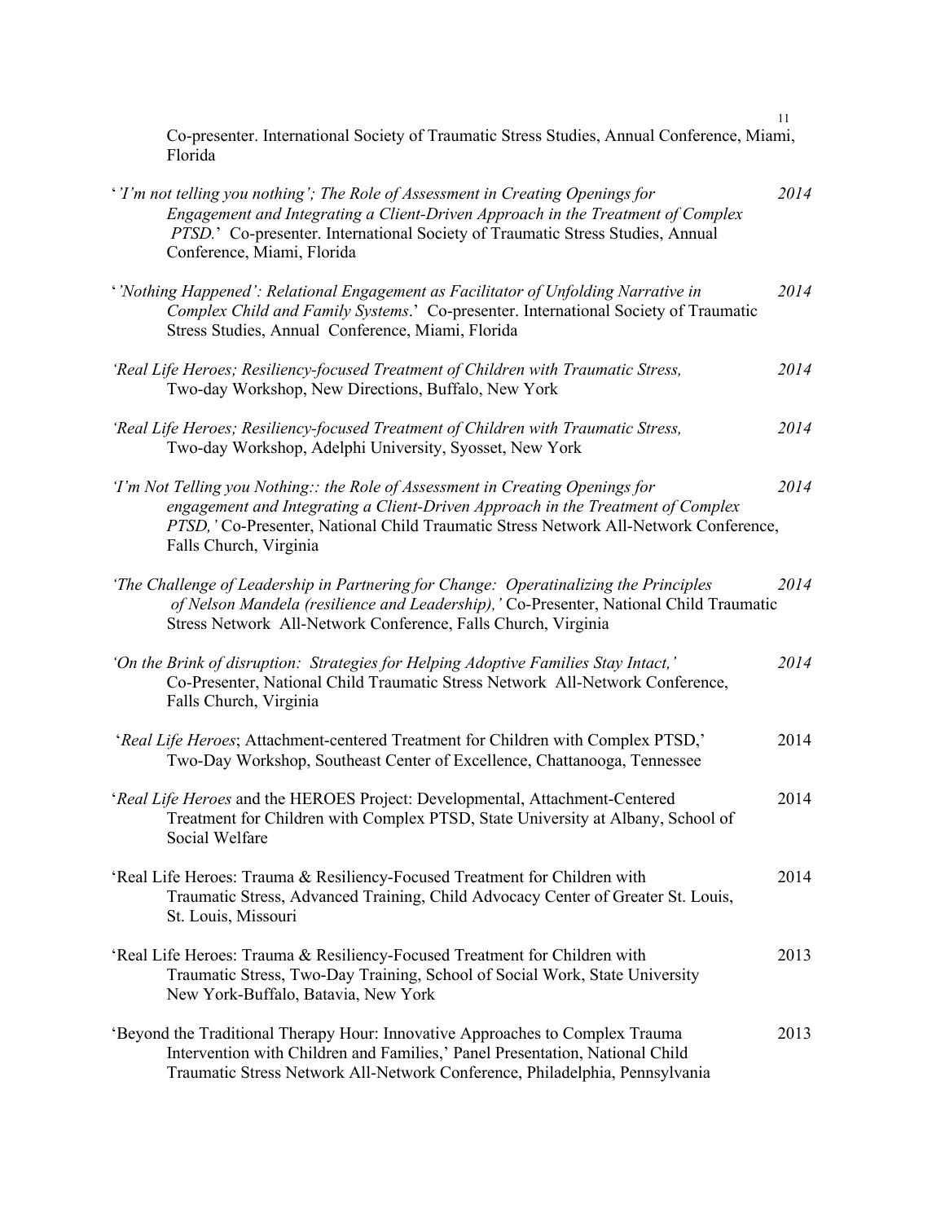Co-presenter. International Society of Traumatic Stress Studies, Annual Conference, Miami, Florida

‘*’I’m not telling you nothing’; The Role of Assessment in Creating Openings for Engagement and Integrating a Client-Driven Approach in the Treatment of Complex PTSD.*’ Co-presenter. International Society of Traumatic Stress Studies, Annual Conference, Miami, Florida — *2014*

‘*’Nothing Happened’: Relational Engagement as Facilitator of Unfolding Narrative in Complex Child and Family Systems*.’ Co-presenter. International Society of Traumatic Stress Studies, Annual Conference, Miami, Florida — *2014*

*‘Real Life Heroes; Resiliency-focused Treatment of Children with Traumatic Stress,* Two-day Workshop, New Directions, Buffalo, New York — *2014*

*‘Real Life Heroes; Resiliency-focused Treatment of Children with Traumatic Stress,* Two-day Workshop, Adelphi University, Syosset, New York — *2014*

*‘I’m Not Telling you Nothing:: the Role of Assessment in Creating Openings for engagement and Integrating a Client-Driven Approach in the Treatment of Complex PTSD,’* Co-Presenter, National Child Traumatic Stress Network All-Network Conference, Falls Church, Virginia — *2014*

*‘The Challenge of Leadership in Partnering for Change: Operatinalizing the Principles of Nelson Mandela (resilience and Leadership),’* Co-Presenter, National Child Traumatic Stress Network All-Network Conference, Falls Church, Virginia — *2014*

*‘On the Brink of disruption: Strategies for Helping Adoptive Families Stay Intact,’* Co-Presenter, National Child Traumatic Stress Network All-Network Conference, Falls Church, Virginia — *2014*

‘*Real Life Heroes*; Attachment-centered Treatment for Children with Complex PTSD,’ Two-Day Workshop, Southeast Center of Excellence, Chattanooga, Tennessee — 2014

‘*Real Life Heroes* and the HEROES Project: Developmental, Attachment-Centered Treatment for Children with Complex PTSD, State University at Albany, School of Social Welfare — 2014

‘Real Life Heroes: Trauma & Resiliency-Focused Treatment for Children with Traumatic Stress, Advanced Training, Child Advocacy Center of Greater St. Louis, St. Louis, Missouri — 2014

‘Real Life Heroes: Trauma & Resiliency-Focused Treatment for Children with Traumatic Stress, Two-Day Training, School of Social Work, State University New York-Buffalo, Batavia, New York — 2013

‘Beyond the Traditional Therapy Hour: Innovative Approaches to Complex Trauma Intervention with Children and Families,’ Panel Presentation, National Child Traumatic Stress Network All-Network Conference, Philadelphia, Pennsylvania — 2013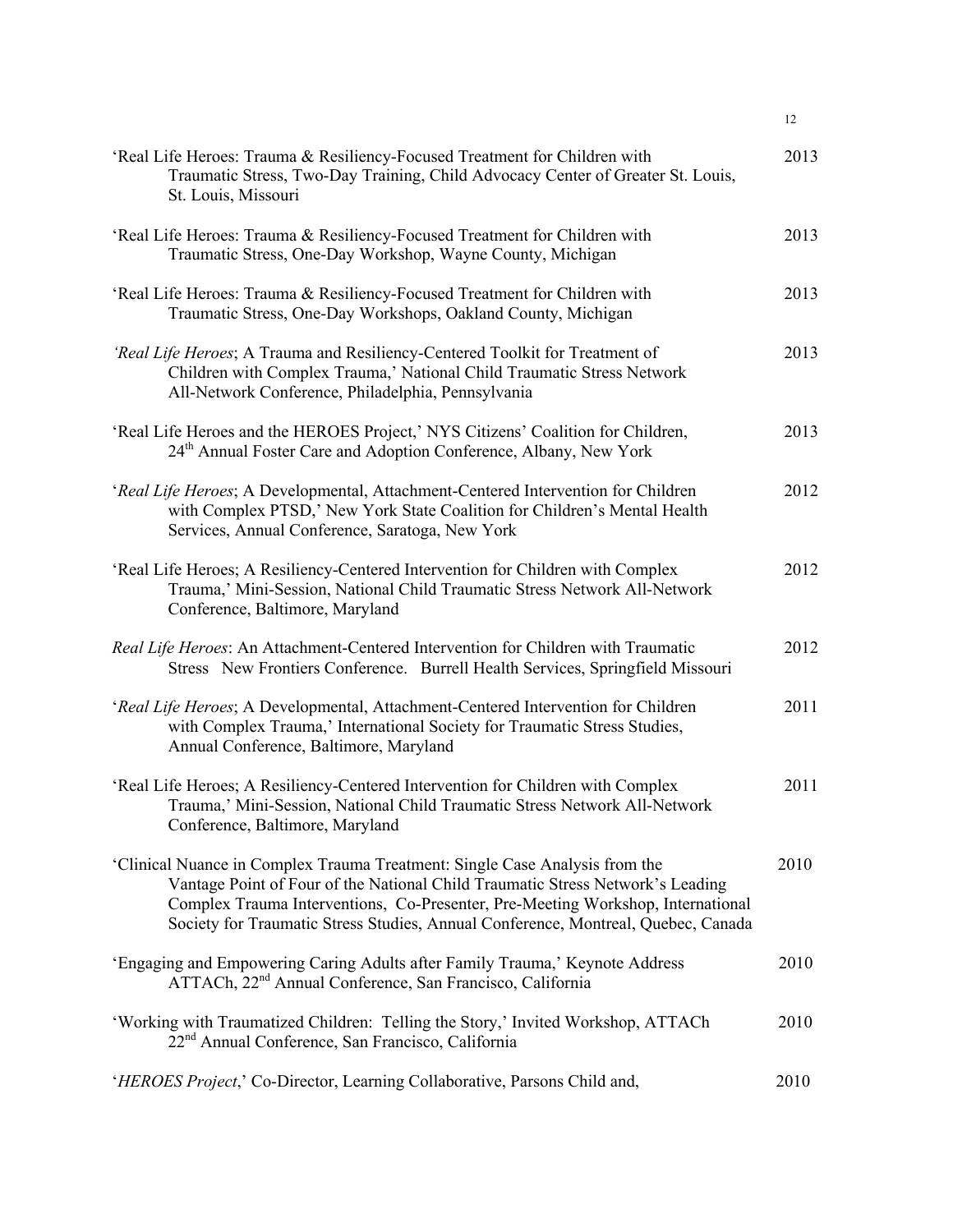'Real Life Heroes: Trauma & Resiliency-Focused Treatment for Children with Traumatic Stress, Two-Day Training, Child Advocacy Center of Greater St. Louis, St. Louis, Missouri — 2013

'Real Life Heroes: Trauma & Resiliency-Focused Treatment for Children with Traumatic Stress, One-Day Workshop, Wayne County, Michigan — 2013

'Real Life Heroes: Trauma & Resiliency-Focused Treatment for Children with Traumatic Stress, One-Day Workshops, Oakland County, Michigan — 2013

*'Real Life Heroes*; A Trauma and Resiliency-Centered Toolkit for Treatment of Children with Complex Trauma,' National Child Traumatic Stress Network All-Network Conference, Philadelphia, Pennsylvania — 2013

'Real Life Heroes and the HEROES Project,' NYS Citizens' Coalition for Children, 24th Annual Foster Care and Adoption Conference, Albany, New York — 2013

'*Real Life Heroes*; A Developmental, Attachment-Centered Intervention for Children with Complex PTSD,' New York State Coalition for Children's Mental Health Services, Annual Conference, Saratoga, New York — 2012

'Real Life Heroes; A Resiliency-Centered Intervention for Children with Complex Trauma,' Mini-Session, National Child Traumatic Stress Network All-Network Conference, Baltimore, Maryland — 2012

*Real Life Heroes*: An Attachment-Centered Intervention for Children with Traumatic Stress New Frontiers Conference. Burrell Health Services, Springfield Missouri — 2012

'*Real Life Heroes*; A Developmental, Attachment-Centered Intervention for Children with Complex Trauma,' International Society for Traumatic Stress Studies, Annual Conference, Baltimore, Maryland — 2011

'Real Life Heroes; A Resiliency-Centered Intervention for Children with Complex Trauma,' Mini-Session, National Child Traumatic Stress Network All-Network Conference, Baltimore, Maryland — 2011

'Clinical Nuance in Complex Trauma Treatment: Single Case Analysis from the Vantage Point of Four of the National Child Traumatic Stress Network's Leading Complex Trauma Interventions, Co-Presenter, Pre-Meeting Workshop, International Society for Traumatic Stress Studies, Annual Conference, Montreal, Quebec, Canada — 2010

'Engaging and Empowering Caring Adults after Family Trauma,' Keynote Address ATTACh, 22nd Annual Conference, San Francisco, California — 2010

'Working with Traumatized Children: Telling the Story,' Invited Workshop, ATTACh 22nd Annual Conference, San Francisco, California — 2010

'*HEROES Project*,' Co-Director, Learning Collaborative, Parsons Child and, — 2010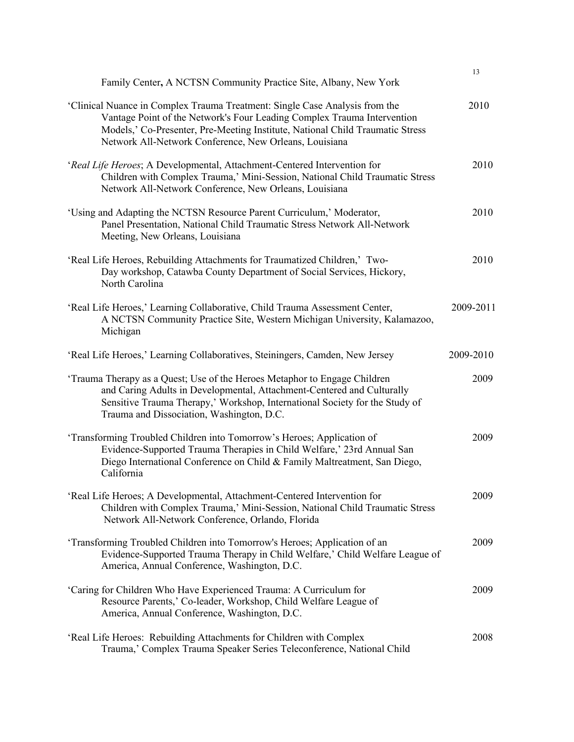Family Center**,** A NCTSN Community Practice Site, Albany, New York

| | |
|---|---|
| 'Clinical Nuance in Complex Trauma Treatment: Single Case Analysis from the Vantage Point of the Network's Four Leading Complex Trauma Intervention Models,' Co-Presenter, Pre-Meeting Institute, National Child Traumatic Stress Network All-Network Conference, New Orleans, Louisiana | 2010 |
| '*Real Life Heroes*; A Developmental, Attachment-Centered Intervention for Children with Complex Trauma,' Mini-Session, National Child Traumatic Stress Network All-Network Conference, New Orleans, Louisiana | 2010 |
| 'Using and Adapting the NCTSN Resource Parent Curriculum,' Moderator, Panel Presentation, National Child Traumatic Stress Network All-Network Meeting, New Orleans, Louisiana | 2010 |
| 'Real Life Heroes, Rebuilding Attachments for Traumatized Children,' Two-Day workshop, Catawba County Department of Social Services, Hickory, North Carolina | 2010 |
| 'Real Life Heroes,' Learning Collaborative, Child Trauma Assessment Center, A NCTSN Community Practice Site, Western Michigan University, Kalamazoo, Michigan | 2009-2011 |
| 'Real Life Heroes,' Learning Collaboratives, Steiningers, Camden, New Jersey | 2009-2010 |
| 'Trauma Therapy as a Quest; Use of the Heroes Metaphor to Engage Children and Caring Adults in Developmental, Attachment-Centered and Culturally Sensitive Trauma Therapy,' Workshop, International Society for the Study of Trauma and Dissociation, Washington, D.C. | 2009 |
| 'Transforming Troubled Children into Tomorrow's Heroes; Application of Evidence-Supported Trauma Therapies in Child Welfare,' 23rd Annual San Diego International Conference on Child & Family Maltreatment, San Diego, California | 2009 |
| 'Real Life Heroes; A Developmental, Attachment-Centered Intervention for Children with Complex Trauma,' Mini-Session, National Child Traumatic Stress Network All-Network Conference, Orlando, Florida | 2009 |
| 'Transforming Troubled Children into Tomorrow's Heroes; Application of an Evidence-Supported Trauma Therapy in Child Welfare,' Child Welfare League of America, Annual Conference, Washington, D.C. | 2009 |
| 'Caring for Children Who Have Experienced Trauma: A Curriculum for Resource Parents,' Co-leader, Workshop, Child Welfare League of America, Annual Conference, Washington, D.C. | 2009 |
| 'Real Life Heroes: Rebuilding Attachments for Children with Complex Trauma,' Complex Trauma Speaker Series Teleconference, National Child | 2008 |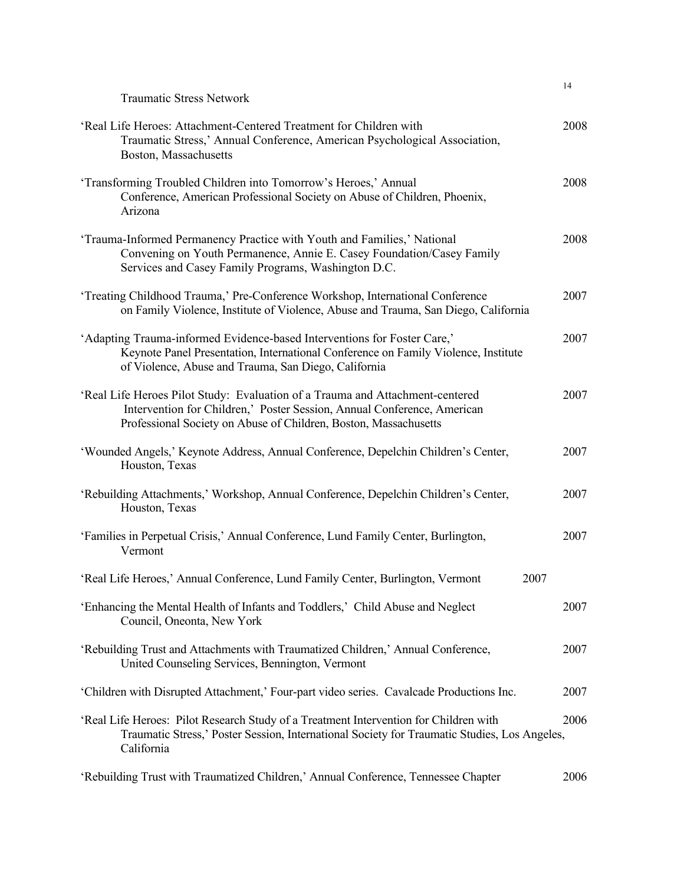Traumatic Stress Network

'Real Life Heroes: Attachment-Centered Treatment for Children with Traumatic Stress,' Annual Conference, American Psychological Association, Boston, Massachusetts — 2008

'Transforming Troubled Children into Tomorrow's Heroes,' Annual Conference, American Professional Society on Abuse of Children, Phoenix, Arizona — 2008

'Trauma-Informed Permanency Practice with Youth and Families,' National Convening on Youth Permanence, Annie E. Casey Foundation/Casey Family Services and Casey Family Programs, Washington D.C. — 2008

'Treating Childhood Trauma,' Pre-Conference Workshop, International Conference on Family Violence, Institute of Violence, Abuse and Trauma, San Diego, California — 2007

'Adapting Trauma-informed Evidence-based Interventions for Foster Care,' Keynote Panel Presentation, International Conference on Family Violence, Institute of Violence, Abuse and Trauma, San Diego, California — 2007

'Real Life Heroes Pilot Study: Evaluation of a Trauma and Attachment-centered Intervention for Children,' Poster Session, Annual Conference, American Professional Society on Abuse of Children, Boston, Massachusetts — 2007

'Wounded Angels,' Keynote Address, Annual Conference, Depelchin Children's Center, Houston, Texas — 2007

'Rebuilding Attachments,' Workshop, Annual Conference, Depelchin Children's Center, Houston, Texas — 2007

'Families in Perpetual Crisis,' Annual Conference, Lund Family Center, Burlington, Vermont — 2007

'Real Life Heroes,' Annual Conference, Lund Family Center, Burlington, Vermont — 2007

'Enhancing the Mental Health of Infants and Toddlers,' Child Abuse and Neglect Council, Oneonta, New York — 2007

'Rebuilding Trust and Attachments with Traumatized Children,' Annual Conference, United Counseling Services, Bennington, Vermont — 2007

'Children with Disrupted Attachment,' Four-part video series. Cavalcade Productions Inc. — 2007

'Real Life Heroes: Pilot Research Study of a Treatment Intervention for Children with Traumatic Stress,' Poster Session, International Society for Traumatic Studies, Los Angeles, California — 2006

'Rebuilding Trust with Traumatized Children,' Annual Conference, Tennessee Chapter — 2006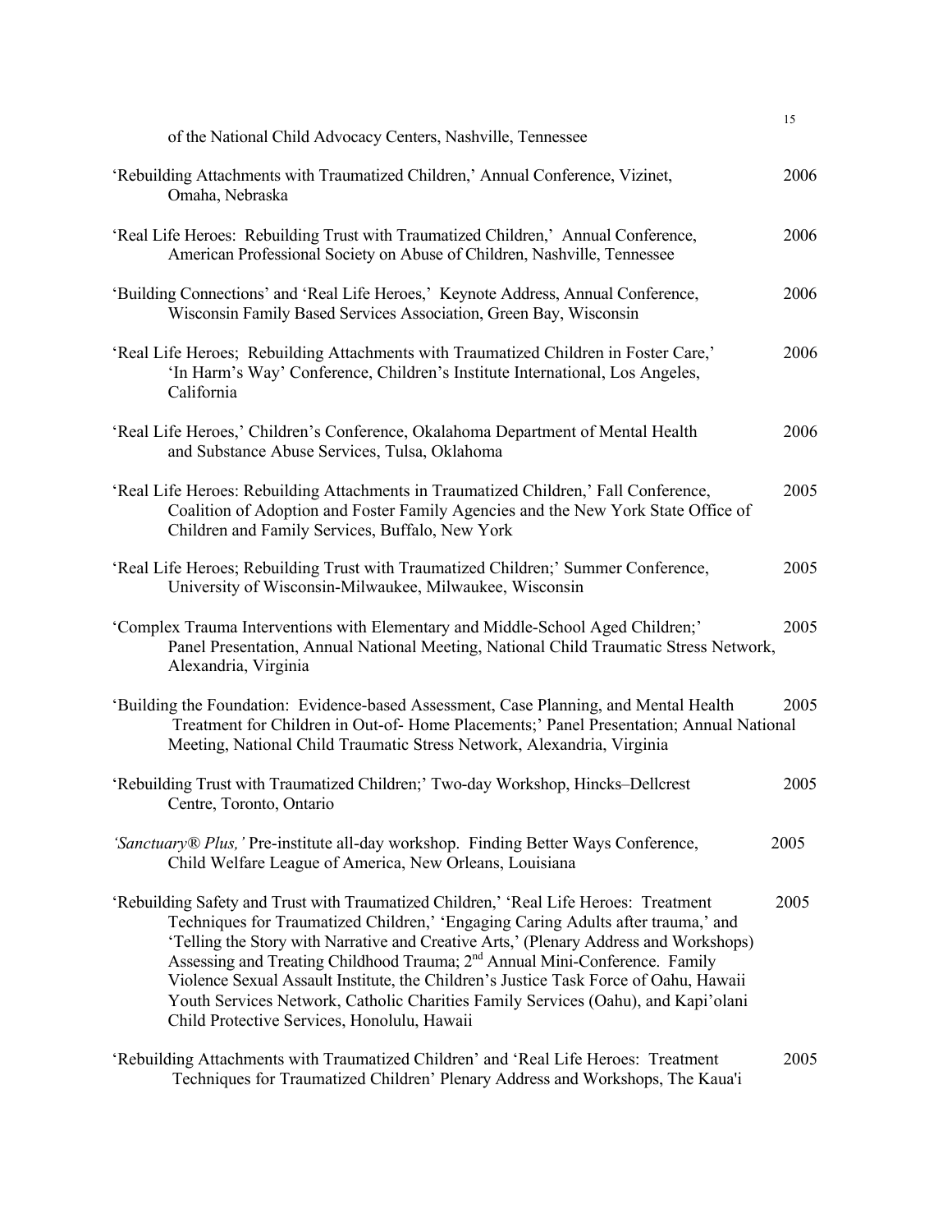of the National Child Advocacy Centers, Nashville, Tennessee

'Rebuilding Attachments with Traumatized Children,' Annual Conference, Vizinet, Omaha, Nebraska — 2006

'Real Life Heroes: Rebuilding Trust with Traumatized Children,' Annual Conference, American Professional Society on Abuse of Children, Nashville, Tennessee — 2006

'Building Connections' and 'Real Life Heroes,' Keynote Address, Annual Conference, Wisconsin Family Based Services Association, Green Bay, Wisconsin — 2006

'Real Life Heroes; Rebuilding Attachments with Traumatized Children in Foster Care,' 'In Harm's Way' Conference, Children's Institute International, Los Angeles, California — 2006

'Real Life Heroes,' Children's Conference, Okalahoma Department of Mental Health and Substance Abuse Services, Tulsa, Oklahoma — 2006

'Real Life Heroes: Rebuilding Attachments in Traumatized Children,' Fall Conference, Coalition of Adoption and Foster Family Agencies and the New York State Office of Children and Family Services, Buffalo, New York — 2005

'Real Life Heroes; Rebuilding Trust with Traumatized Children;' Summer Conference, University of Wisconsin-Milwaukee, Milwaukee, Wisconsin — 2005

'Complex Trauma Interventions with Elementary and Middle-School Aged Children;' Panel Presentation, Annual National Meeting, National Child Traumatic Stress Network, Alexandria, Virginia — 2005

'Building the Foundation: Evidence-based Assessment, Case Planning, and Mental Health Treatment for Children in Out-of- Home Placements;' Panel Presentation; Annual National Meeting, National Child Traumatic Stress Network, Alexandria, Virginia — 2005

'Rebuilding Trust with Traumatized Children;' Two-day Workshop, Hincks–Dellcrest Centre, Toronto, Ontario — 2005

*'Sanctuary® Plus,'* Pre-institute all-day workshop. Finding Better Ways Conference, Child Welfare League of America, New Orleans, Louisiana — 2005

'Rebuilding Safety and Trust with Traumatized Children,' 'Real Life Heroes: Treatment Techniques for Traumatized Children,' 'Engaging Caring Adults after trauma,' and 'Telling the Story with Narrative and Creative Arts,' (Plenary Address and Workshops) Assessing and Treating Childhood Trauma; 2nd Annual Mini-Conference. Family Violence Sexual Assault Institute, the Children's Justice Task Force of Oahu, Hawaii Youth Services Network, Catholic Charities Family Services (Oahu), and Kapi'olani Child Protective Services, Honolulu, Hawaii — 2005

'Rebuilding Attachments with Traumatized Children' and 'Real Life Heroes: Treatment Techniques for Traumatized Children' Plenary Address and Workshops, The Kaua'i — 2005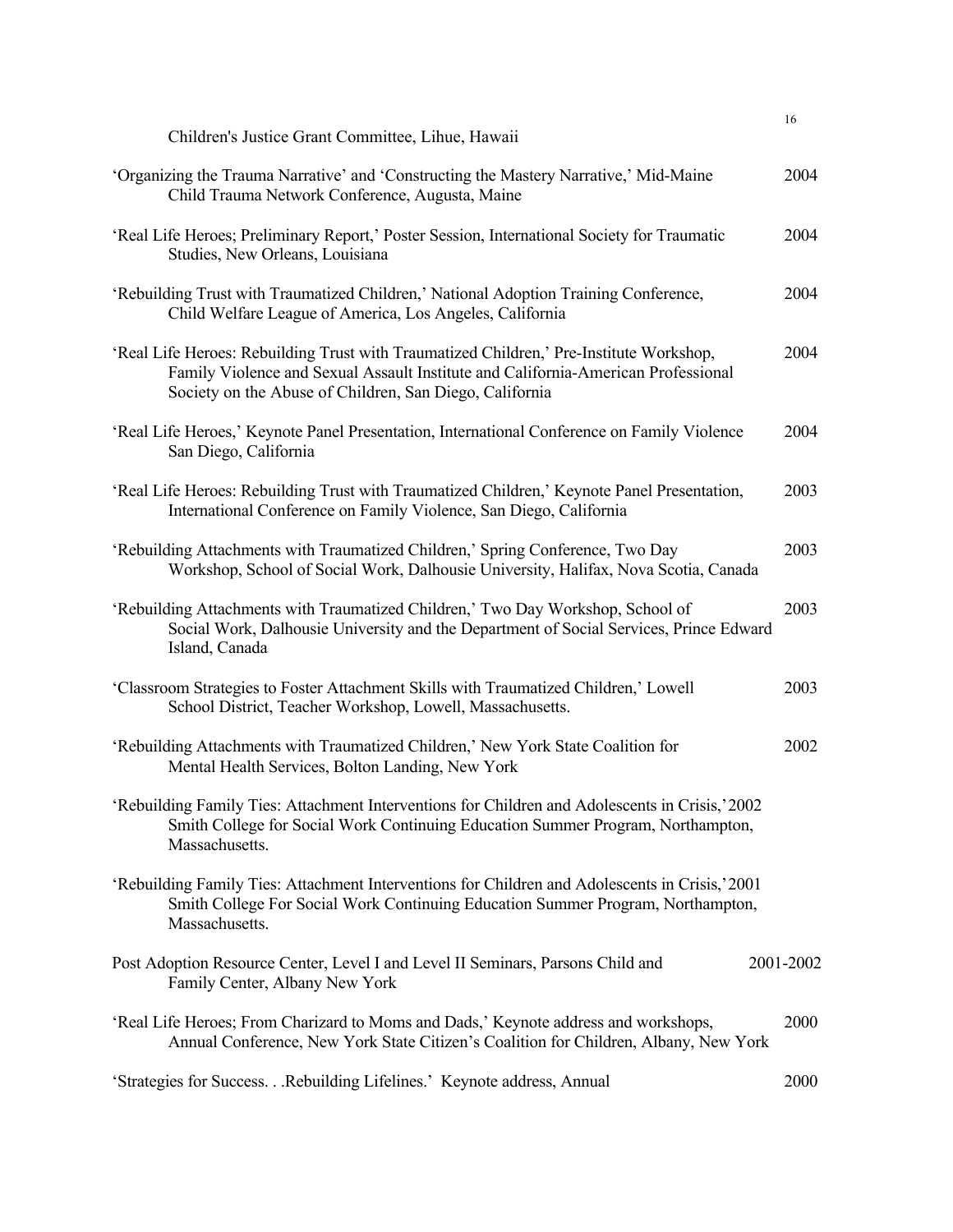Children's Justice Grant Committee, Lihue, Hawaii

'Organizing the Trauma Narrative' and 'Constructing the Mastery Narrative,' Mid-Maine Child Trauma Network Conference, Augusta, Maine — 2004

'Real Life Heroes; Preliminary Report,' Poster Session, International Society for Traumatic Studies, New Orleans, Louisiana — 2004

'Rebuilding Trust with Traumatized Children,' National Adoption Training Conference, Child Welfare League of America, Los Angeles, California — 2004

'Real Life Heroes: Rebuilding Trust with Traumatized Children,' Pre-Institute Workshop, Family Violence and Sexual Assault Institute and California-American Professional Society on the Abuse of Children, San Diego, California — 2004

'Real Life Heroes,' Keynote Panel Presentation, International Conference on Family Violence San Diego, California — 2004

'Real Life Heroes: Rebuilding Trust with Traumatized Children,' Keynote Panel Presentation, International Conference on Family Violence, San Diego, California — 2003

'Rebuilding Attachments with Traumatized Children,' Spring Conference, Two Day Workshop, School of Social Work, Dalhousie University, Halifax, Nova Scotia, Canada — 2003

'Rebuilding Attachments with Traumatized Children,' Two Day Workshop, School of Social Work, Dalhousie University and the Department of Social Services, Prince Edward Island, Canada — 2003

'Classroom Strategies to Foster Attachment Skills with Traumatized Children,' Lowell School District, Teacher Workshop, Lowell, Massachusetts. — 2003

'Rebuilding Attachments with Traumatized Children,' New York State Coalition for Mental Health Services, Bolton Landing, New York — 2002

'Rebuilding Family Ties: Attachment Interventions for Children and Adolescents in Crisis,' Smith College for Social Work Continuing Education Summer Program, Northampton, Massachusetts. — 2002

'Rebuilding Family Ties: Attachment Interventions for Children and Adolescents in Crisis,' Smith College For Social Work Continuing Education Summer Program, Northampton, Massachusetts. — 2001

Post Adoption Resource Center, Level I and Level II Seminars, Parsons Child and Family Center, Albany New York — 2001-2002

'Real Life Heroes; From Charizard to Moms and Dads,' Keynote address and workshops, Annual Conference, New York State Citizen's Coalition for Children, Albany, New York — 2000

'Strategies for Success. . .Rebuilding Lifelines.' Keynote address, Annual — 2000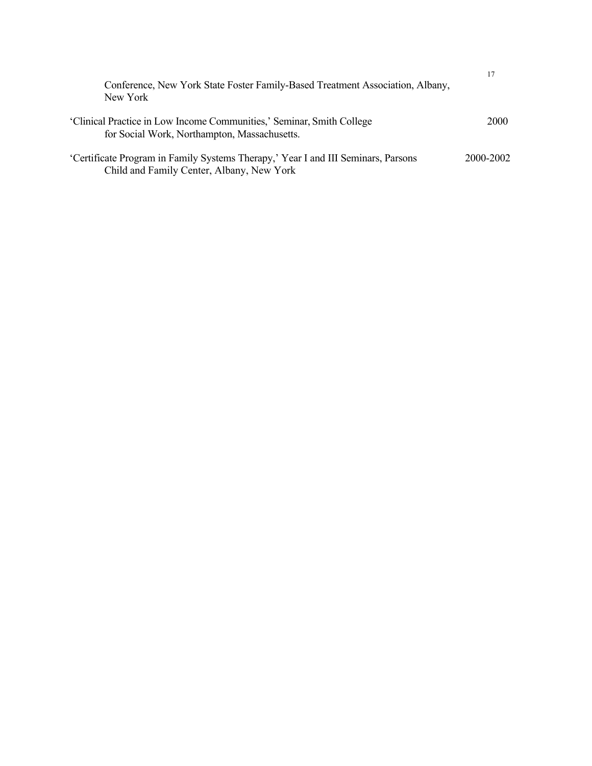Conference, New York State Foster Family-Based Treatment Association, Albany, New York

‘Clinical Practice in Low Income Communities,’ Seminar, Smith College for Social Work, Northampton, Massachusetts. 2000

‘Certificate Program in Family Systems Therapy,’ Year I and III Seminars, Parsons Child and Family Center, Albany, New York 2000-2002